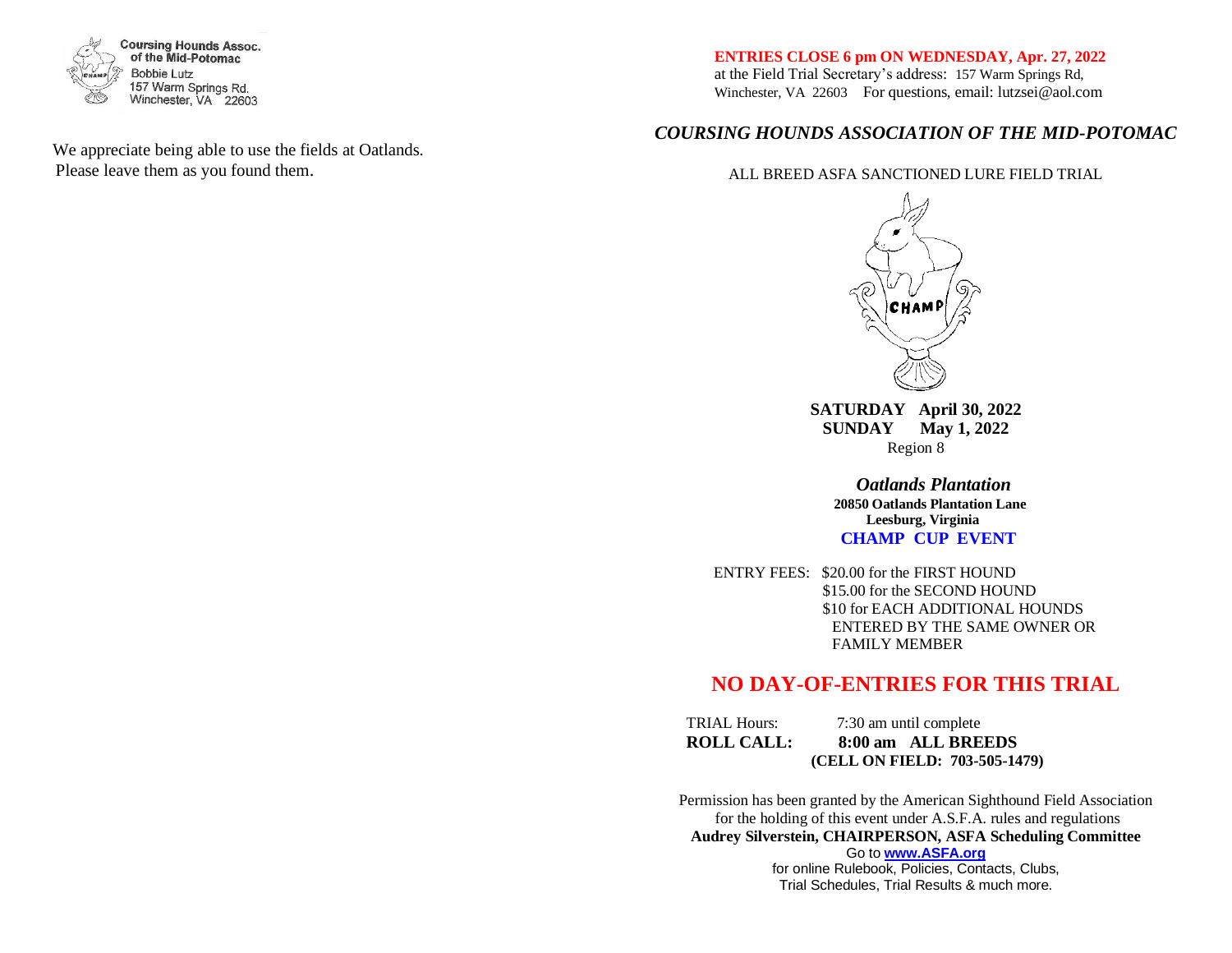Coursing Hounds Assoc.
of the Mid-Potomac
Bobbie Lutz
157 Warm Springs Rd.
Winchester, VA 22603

We appreciate being able to use the fields at Oatlands.
Please leave them as you found them.

**ENTRIES CLOSE 6 pm ON WEDNESDAY, Apr. 27, 2022**
at the Field Trial Secretary's address: 157 Warm Springs Rd, Winchester, VA 22603 For questions, email: lutzsei@aol.com

## *COURSING HOUNDS ASSOCIATION OF THE MID-POTOMAC*

ALL BREED ASFA SANCTIONED LURE FIELD TRIAL

**SATURDAY April 30, 2022**
**SUNDAY May 1, 2022**
Region 8

***Oatlands Plantation***
**20850 Oatlands Plantation Lane**
**Leesburg, Virginia**
**CHAMP CUP EVENT**

ENTRY FEES: $20.00 for the FIRST HOUND
$15.00 for the SECOND HOUND
$10 for EACH ADDITIONAL HOUNDS ENTERED BY THE SAME OWNER OR FAMILY MEMBER

## NO DAY-OF-ENTRIES FOR THIS TRIAL

TRIAL Hours: 7:30 am until complete
**ROLL CALL: 8:00 am ALL BREEDS**
**(CELL ON FIELD: 703-505-1479)**

Permission has been granted by the American Sighthound Field Association for the holding of this event under A.S.F.A. rules and regulations
**Audrey Silverstein, CHAIRPERSON, ASFA Scheduling Committee**
Go to **www.ASFA.org**
for online Rulebook, Policies, Contacts, Clubs, Trial Schedules, Trial Results & much more.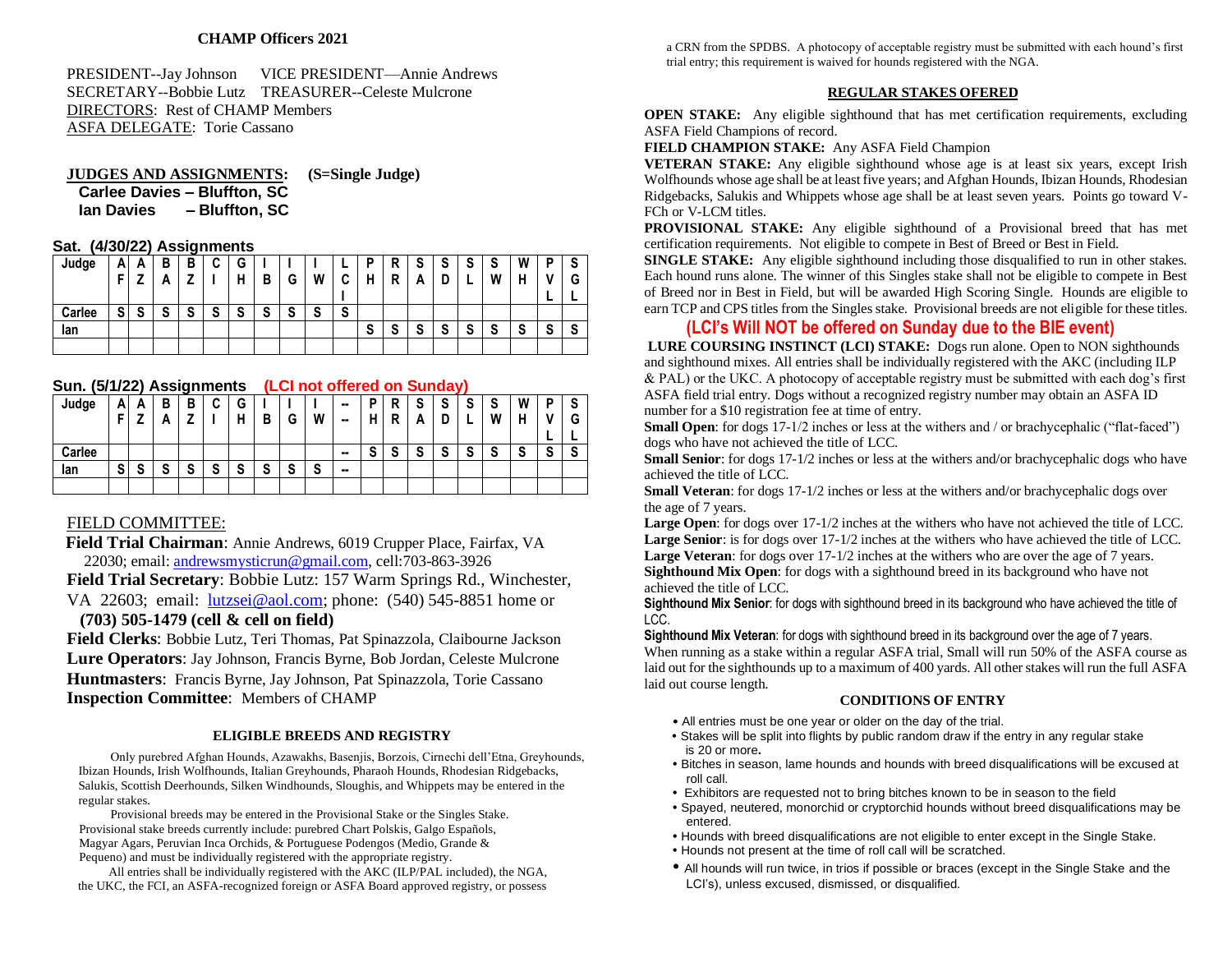## CHAMP Officers 2021

PRESIDENT--Jay Johnson VICE PRESIDENT—Annie Andrews
SECRETARY--Bobbie Lutz TREASURER--Celeste Mulcrone
DIRECTORS: Rest of CHAMP Members
ASFA DELEGATE: Torie Cassano

**JUDGES AND ASSIGNMENTS: (S=Single Judge)**

**Carlee Davies – Bluffton, SC**
**Ian Davies – Bluffton, SC**

### Sat. (4/30/22) Assignments

| Judge | AF | AZ | BA | BZ | CI | GH | IB | IG | IW | LCI | PH | RR | SA | SD | SL | SW | WH | PVL | SG |
|---|---|---|---|---|---|---|---|---|---|---|---|---|---|---|---|---|---|---|---|
| Carlee | S | S | S | S | S | S | S | S | S | S | | | | | | | | | |
| Ian | | | | | | | | | | | S | S | S | S | S | S | S | S | S |
| | | | | | | | | | | | | | | | | | | | |

### Sun. (5/1/22) Assignments (LCI not offered on Sunday)

| Judge | AF | AZ | BA | BZ | CI | GH | IB | IG | IW | -- | PH | RR | SA | SD | SL | SW | WH | PVL | SG |
|---|---|---|---|---|---|---|---|---|---|---|---|---|---|---|---|---|---|---|---|
| Carlee | | | | | | | | | | -- | S | S | S | S | S | S | S | S | S |
| Ian | S | S | S | S | S | S | S | S | S | -- | | | | | | | | | |
| | | | | | | | | | | | | | | | | | | | |

FIELD COMMITTEE:

**Field Trial Chairman**: Annie Andrews, 6019 Crupper Place, Fairfax, VA 22030; email: andrewsmysticrun@gmail.com, cell:703-863-3926

**Field Trial Secretary**: Bobbie Lutz: 157 Warm Springs Rd., Winchester, VA 22603; email: lutzsei@aol.com; phone: (540) 545-8851 home or **(703) 505-1479 (cell & cell on field)**

**Field Clerks**: Bobbie Lutz, Teri Thomas, Pat Spinazzola, Claibourne Jackson

**Lure Operators**: Jay Johnson, Francis Byrne, Bob Jordan, Celeste Mulcrone

**Huntmasters**: Francis Byrne, Jay Johnson, Pat Spinazzola, Torie Cassano

**Inspection Committee**: Members of CHAMP

### ELIGIBLE BREEDS AND REGISTRY

Only purebred Afghan Hounds, Azawakhs, Basenjis, Borzois, Cirnechi dell'Etna, Greyhounds, Ibizan Hounds, Irish Wolfhounds, Italian Greyhounds, Pharaoh Hounds, Rhodesian Ridgebacks, Salukis, Scottish Deerhounds, Silken Windhounds, Sloughis, and Whippets may be entered in the regular stakes.

Provisional breeds may be entered in the Provisional Stake or the Singles Stake. Provisional stake breeds currently include: purebred Chart Polskis, Galgo Españols, Magyar Agars, Peruvian Inca Orchids, & Portuguese Podengos (Medio, Grande & Pequeno) and must be individually registered with the appropriate registry.

All entries shall be individually registered with the AKC (ILP/PAL included), the NGA, the UKC, the FCI, an ASFA-recognized foreign or ASFA Board approved registry, or possess a CRN from the SPDBS. A photocopy of acceptable registry must be submitted with each hound's first trial entry; this requirement is waived for hounds registered with the NGA.

### REGULAR STAKES OFERED

**OPEN STAKE:** Any eligible sighthound that has met certification requirements, excluding ASFA Field Champions of record.

**FIELD CHAMPION STAKE:** Any ASFA Field Champion

**VETERAN STAKE:** Any eligible sighthound whose age is at least six years, except Irish Wolfhounds whose age shall be at least five years; and Afghan Hounds, Ibizan Hounds, Rhodesian Ridgebacks, Salukis and Whippets whose age shall be at least seven years. Points go toward V-FCh or V-LCM titles.

**PROVISIONAL STAKE:** Any eligible sighthound of a Provisional breed that has met certification requirements. Not eligible to compete in Best of Breed or Best in Field.

**SINGLE STAKE:** Any eligible sighthound including those disqualified to run in other stakes. Each hound runs alone. The winner of this Singles stake shall not be eligible to compete in Best of Breed nor in Best in Field, but will be awarded High Scoring Single. Hounds are eligible to earn TCP and CPS titles from the Singles stake. Provisional breeds are not eligible for these titles.

**(LCI's Will NOT be offered on Sunday due to the BIE event)**

**LURE COURSING INSTINCT (LCI) STAKE:** Dogs run alone. Open to NON sighthounds and sighthound mixes. All entries shall be individually registered with the AKC (including ILP & PAL) or the UKC. A photocopy of acceptable registry must be submitted with each dog's first ASFA field trial entry. Dogs without a recognized registry number may obtain an ASFA ID number for a $10 registration fee at time of entry.

**Small Open**: for dogs 17-1/2 inches or less at the withers and / or brachycephalic ("flat-faced") dogs who have not achieved the title of LCC.

**Small Senior**: for dogs 17-1/2 inches or less at the withers and/or brachycephalic dogs who have achieved the title of LCC.

**Small Veteran**: for dogs 17-1/2 inches or less at the withers and/or brachycephalic dogs over the age of 7 years.

**Large Open**: for dogs over 17-1/2 inches at the withers who have not achieved the title of LCC.

**Large Senior**: is for dogs over 17-1/2 inches at the withers who have achieved the title of LCC.

**Large Veteran**: for dogs over 17-1/2 inches at the withers who are over the age of 7 years.

**Sighthound Mix Open**: for dogs with a sighthound breed in its background who have not achieved the title of LCC.

**Sighthound Mix Senior**: for dogs with sighthound breed in its background who have achieved the title of LCC.

**Sighthound Mix Veteran**: for dogs with sighthound breed in its background over the age of 7 years.

When running as a stake within a regular ASFA trial, Small will run 50% of the ASFA course as laid out for the sighthounds up to a maximum of 400 yards. All other stakes will run the full ASFA laid out course length.

### CONDITIONS OF ENTRY

- All entries must be one year or older on the day of the trial.
- Stakes will be split into flights by public random draw if the entry in any regular stake is 20 or more**.**
- Bitches in season, lame hounds and hounds with breed disqualifications will be excused at roll call.
- Exhibitors are requested not to bring bitches known to be in season to the field
- Spayed, neutered, monorchid or cryptorchid hounds without breed disqualifications may be entered.
- Hounds with breed disqualifications are not eligible to enter except in the Single Stake.
- Hounds not present at the time of roll call will be scratched.
- All hounds will run twice, in trios if possible or braces (except in the Single Stake and the LCI's), unless excused, dismissed, or disqualified.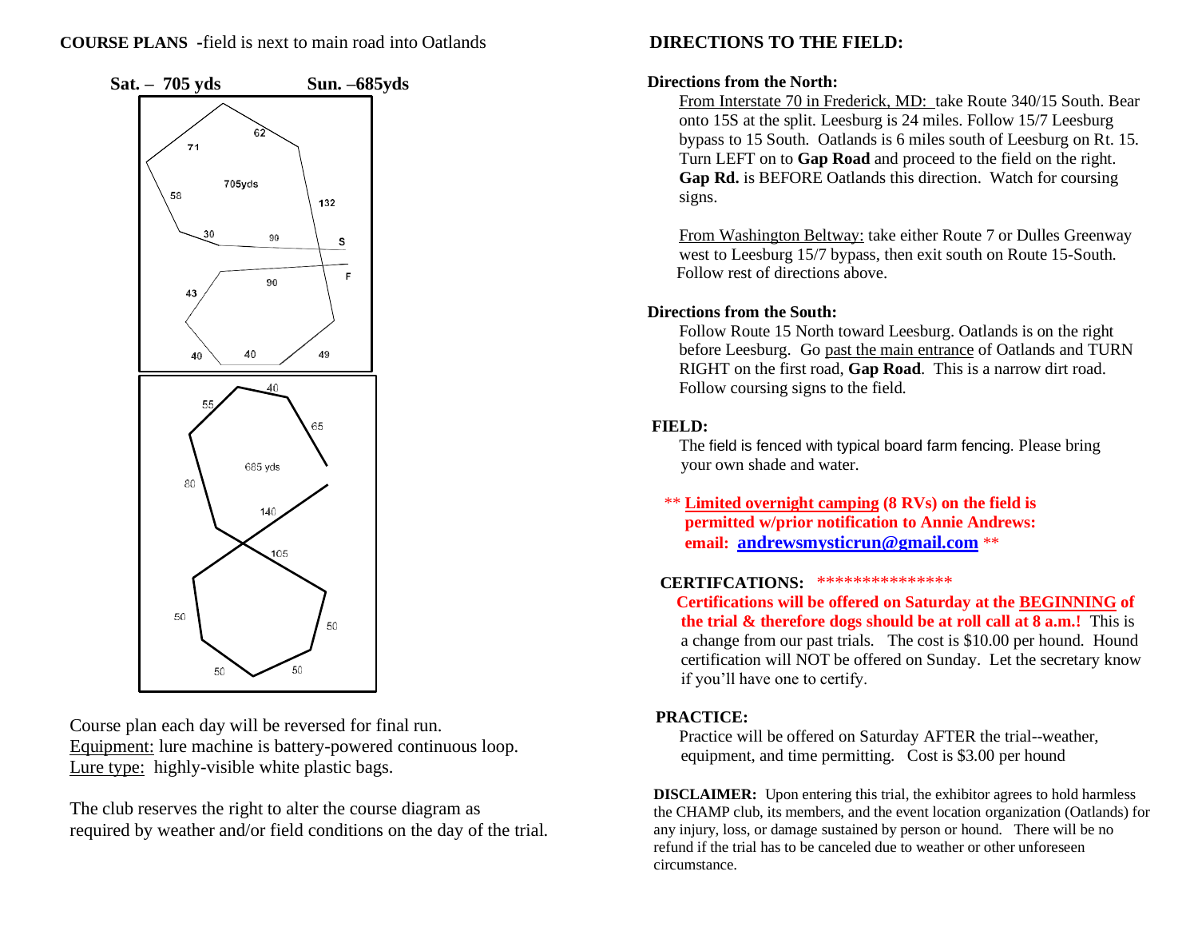**COURSE PLANS** -field is next to main road into Oatlands

**Sat. – 705 yds** **Sun. –685yds**

62
71
705yds
58
132
30
90
S
90
F
43
40
40
49

40
55
65
685 yds
80
140
105
50
50
50
50

Course plan each day will be reversed for final run.
Equipment: lure machine is battery-powered continuous loop.
Lure type: highly-visible white plastic bags.

The club reserves the right to alter the course diagram as required by weather and/or field conditions on the day of the trial.

## DIRECTIONS TO THE FIELD:

**Directions from the North:**

From Interstate 70 in Frederick, MD: take Route 340/15 South. Bear onto 15S at the split. Leesburg is 24 miles. Follow 15/7 Leesburg bypass to 15 South. Oatlands is 6 miles south of Leesburg on Rt. 15. Turn LEFT on to **Gap Road** and proceed to the field on the right. **Gap Rd.** is BEFORE Oatlands this direction. Watch for coursing signs.

From Washington Beltway: take either Route 7 or Dulles Greenway west to Leesburg 15/7 bypass, then exit south on Route 15-South. Follow rest of directions above.

**Directions from the South:**

Follow Route 15 North toward Leesburg. Oatlands is on the right before Leesburg. Go past the main entrance of Oatlands and TURN RIGHT on the first road, **Gap Road**. This is a narrow dirt road. Follow coursing signs to the field.

**FIELD:**

The field is fenced with typical board farm fencing. Please bring your own shade and water.

** **Limited overnight camping (8 RVs) on the field is permitted w/prior notification to Annie Andrews: email: andrewsmysticrun@gmail.com** **

**CERTIFCATIONS:** ***************

**Certifications will be offered on Saturday at the BEGINNING of the trial & therefore dogs should be at roll call at 8 a.m.!** This is a change from our past trials. The cost is $10.00 per hound. Hound certification will NOT be offered on Sunday. Let the secretary know if you'll have one to certify.

**PRACTICE:**

Practice will be offered on Saturday AFTER the trial--weather, equipment, and time permitting. Cost is $3.00 per hound

**DISCLAIMER:** Upon entering this trial, the exhibitor agrees to hold harmless the CHAMP club, its members, and the event location organization (Oatlands) for any injury, loss, or damage sustained by person or hound. There will be no refund if the trial has to be canceled due to weather or other unforeseen circumstance.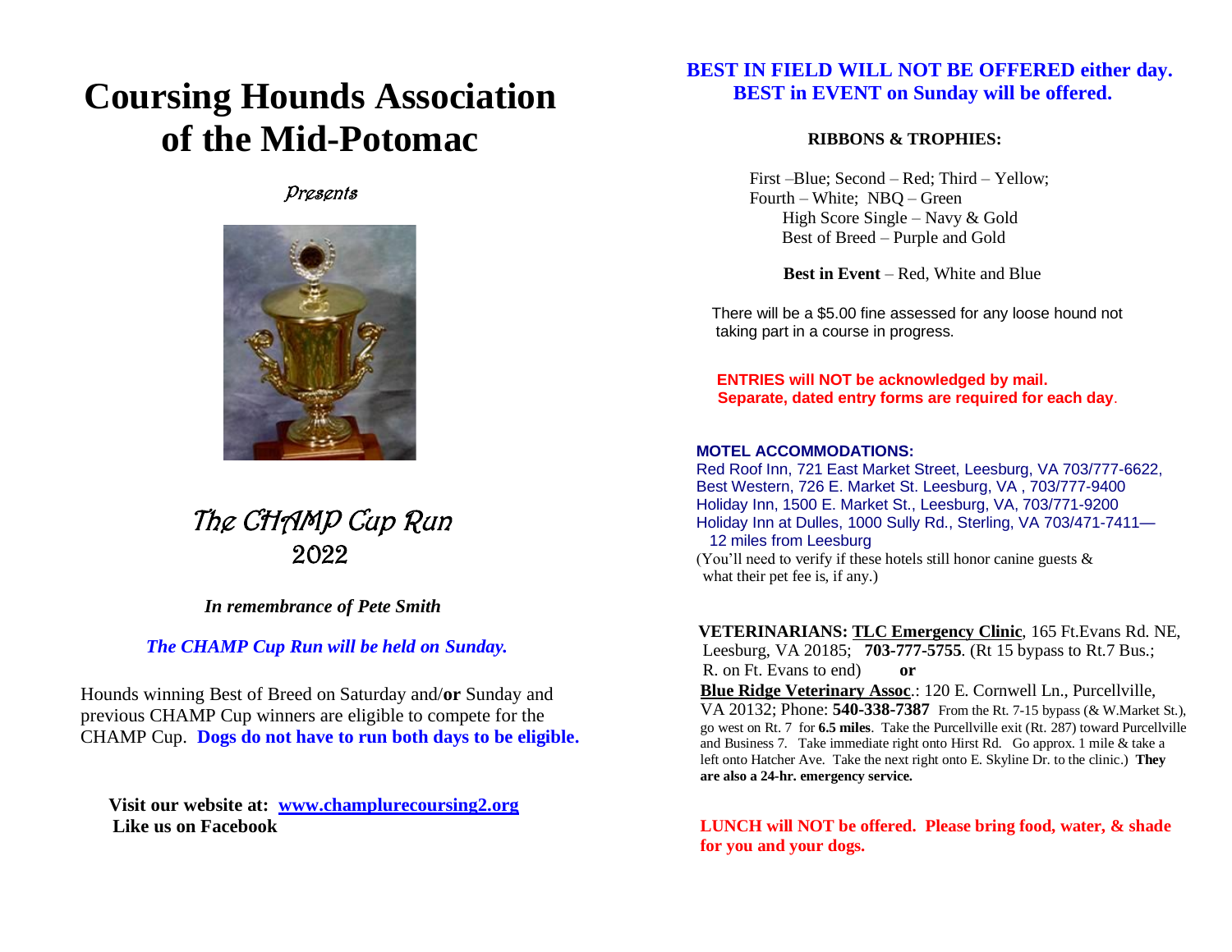# Coursing Hounds Association of the Mid-Potomac

*Presents*

## *The CHAMP Cup Run 2022*

***In remembrance of Pete Smith***

***The CHAMP Cup Run will be held on Sunday.***

Hounds winning Best of Breed on Saturday and/**or** Sunday and previous CHAMP Cup winners are eligible to compete for the CHAMP Cup. **Dogs do not have to run both days to be eligible.**

**Visit our website at: [www.champlurecoursing2.org](http://www.champlurecoursing2.org)**
**Like us on Facebook**

**BEST IN FIELD WILL NOT BE OFFERED either day.**
**BEST in EVENT on Sunday will be offered.**

**RIBBONS & TROPHIES:**

First –Blue; Second – Red; Third – Yellow;
Fourth – White; NBQ – Green
High Score Single – Navy & Gold
Best of Breed – Purple and Gold

**Best in Event** – Red, White and Blue

There will be a $5.00 fine assessed for any loose hound not taking part in a course in progress.

**ENTRIES will NOT be acknowledged by mail.**
**Separate, dated entry forms are required for each day.**

**MOTEL ACCOMMODATIONS:**
Red Roof Inn, 721 East Market Street, Leesburg, VA 703/777-6622,
Best Western, 726 E. Market St. Leesburg, VA , 703/777-9400
Holiday Inn, 1500 E. Market St., Leesburg, VA, 703/771-9200
Holiday Inn at Dulles, 1000 Sully Rd., Sterling, VA 703/471-7411— 12 miles from Leesburg
(You'll need to verify if these hotels still honor canine guests & what their pet fee is, if any.)

**VETERINARIANS:** **TLC Emergency Clinic**, 165 Ft.Evans Rd. NE, Leesburg, VA 20185; **703-777-5755**. (Rt 15 bypass to Rt.7 Bus.; R. on Ft. Evans to end) **or**

**Blue Ridge Veterinary Assoc**.: 120 E. Cornwell Ln., Purcellville, VA 20132; Phone: **540-338-7387** From the Rt. 7-15 bypass (& W.Market St.), go west on Rt. 7 for **6.5 miles**. Take the Purcellville exit (Rt. 287) toward Purcellville and Business 7. Take immediate right onto Hirst Rd. Go approx. 1 mile & take a left onto Hatcher Ave. Take the next right onto E. Skyline Dr. to the clinic.) **They are also a 24-hr. emergency service.**

**LUNCH will NOT be offered. Please bring food, water, & shade for you and your dogs.**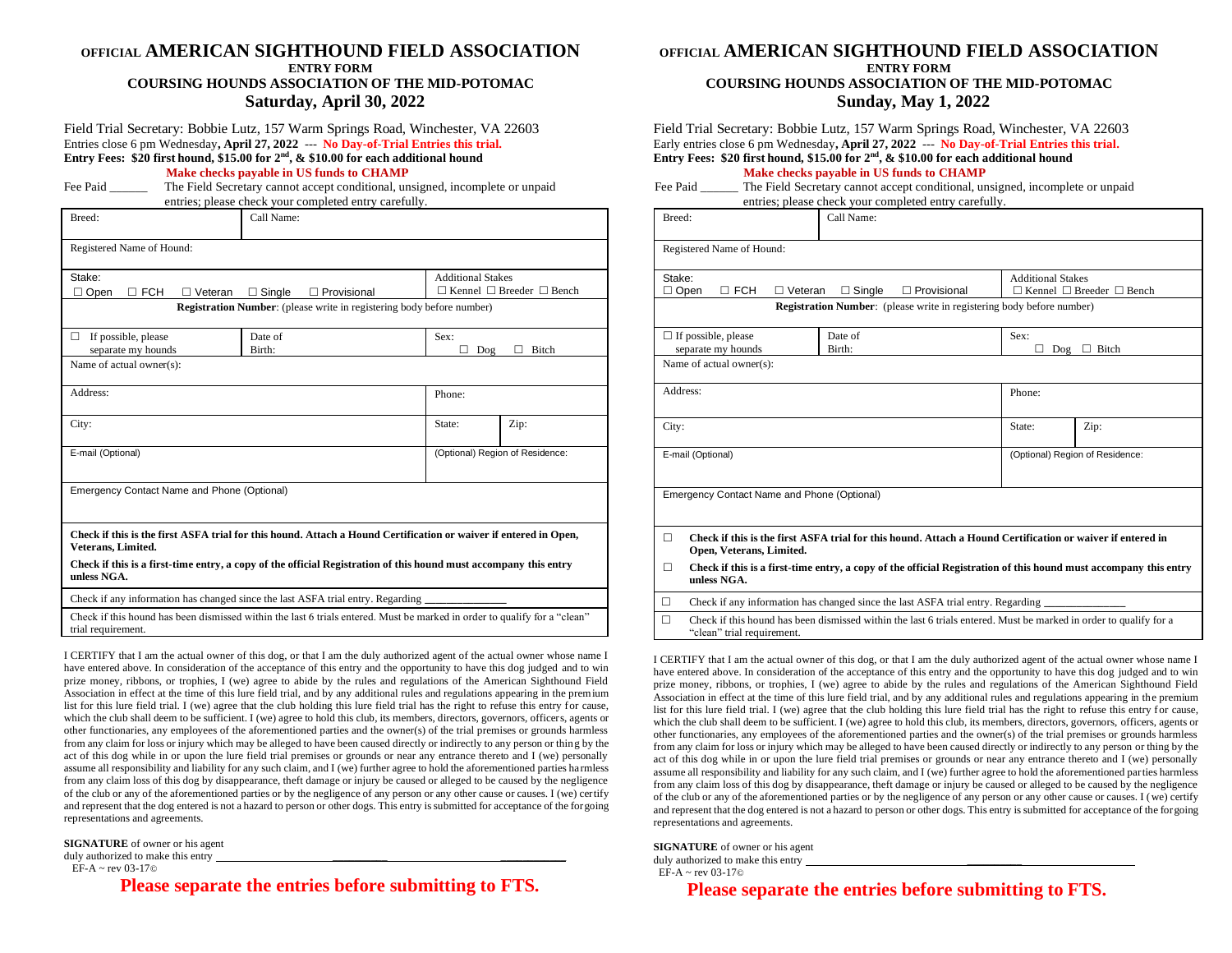# OFFICIAL AMERICAN SIGHTHOUND FIELD ASSOCIATION

**ENTRY FORM**

**COURSING HOUNDS ASSOCIATION OF THE MID-POTOMAC**

**Saturday, April 30, 2022**

Field Trial Secretary: Bobbie Lutz, 157 Warm Springs Road, Winchester, VA 22603

Entries close 6 pm Wednesday**, April 27, 2022** --- **No Day-of-Trial Entries this trial.**

**Entry Fees: $20 first hound, $15.00 for 2nd, & $10.00 for each additional hound**

**Make checks payable in US funds to CHAMP**

Fee Paid ______ The Field Secretary cannot accept conditional, unsigned, incomplete or unpaid entries; please check your completed entry carefully.

| | | | |
|---|---|---|---|
| Breed: | Call Name: | | |
| Registered Name of Hound: | | | |
| Stake: ☐ Open ☐ FCH ☐ Veteran ☐ Single ☐ Provisional | | Additional Stakes ☐ Kennel ☐ Breeder ☐ Bench | |
| **Registration Number**: (please write in registering body before number) | | | |
| ☐ If possible, please separate my hounds | Date of Birth: | Sex: ☐ Dog ☐ Bitch | |
| Name of actual owner(s): | | | |
| Address: | | Phone: | |
| City: | | State: | Zip: |
| E-mail (Optional) | | (Optional) Region of Residence: | |
| Emergency Contact Name and Phone (Optional) | | | |

**Check if this is the first ASFA trial for this hound. Attach a Hound Certification or waiver if entered in Open, Veterans, Limited.**

**Check if this is a first-time entry, a copy of the official Registration of this hound must accompany this entry unless NGA.**

Check if any information has changed since the last ASFA trial entry. Regarding ______________

Check if this hound has been dismissed within the last 6 trials entered. Must be marked in order to qualify for a "clean" trial requirement.

I CERTIFY that I am the actual owner of this dog, or that I am the duly authorized agent of the actual owner whose name I have entered above. In consideration of the acceptance of this entry and the opportunity to have this dog judged and to win prize money, ribbons, or trophies, I (we) agree to abide by the rules and regulations of the American Sighthound Field Association in effect at the time of this lure field trial, and by any additional rules and regulations appearing in the premium list for this lure field trial. I (we) agree that the club holding this lure field trial has the right to refuse this entry for cause, which the club shall deem to be sufficient. I (we) agree to hold this club, its members, directors, governors, officers, agents or other functionaries, any employees of the aforementioned parties and the owner(s) of the trial premises or grounds harmless from any claim for loss or injury which may be alleged to have been caused directly or indirectly to any person or thing by the act of this dog while in or upon the lure field trial premises or grounds or near any entrance thereto and I (we) personally assume all responsibility and liability for any such claim, and I (we) further agree to hold the aforementioned parties harmless from any claim loss of this dog by disappearance, theft damage or injury be caused or alleged to be caused by the negligence of the club or any of the aforementioned parties or by the negligence of any person or any other cause or causes. I (we) certify and represent that the dog entered is not a hazard to person or other dogs. This entry is submitted for acceptance of the forgoing representations and agreements.

**SIGNATURE** of owner or his agent duly authorized to make this entry ______________________________

EF-A ~ rev 03-17©

**Please separate the entries before submitting to FTS.**

# OFFICIAL AMERICAN SIGHTHOUND FIELD ASSOCIATION

**ENTRY FORM**

**COURSING HOUNDS ASSOCIATION OF THE MID-POTOMAC**

**Sunday, May 1, 2022**

Field Trial Secretary: Bobbie Lutz, 157 Warm Springs Road, Winchester, VA 22603

Early entries close 6 pm Wednesday**, April 27, 2022** --- **No Day-of-Trial Entries this trial.**

**Entry Fees: $20 first hound, $15.00 for 2nd, & $10.00 for each additional hound**

**Make checks payable in US funds to CHAMP**

Fee Paid ______ The Field Secretary cannot accept conditional, unsigned, incomplete or unpaid entries; please check your completed entry carefully.

| | | | |
|---|---|---|---|
| Breed: | Call Name: | | |
| Registered Name of Hound: | | | |
| Stake: ☐ Open ☐ FCH ☐ Veteran ☐ Single ☐ Provisional | | Additional Stakes ☐ Kennel ☐ Breeder ☐ Bench | |
| **Registration Number**: (please write in registering body before number) | | | |
| ☐ If possible, please separate my hounds | Date of Birth: | Sex: ☐ Dog ☐ Bitch | |
| Name of actual owner(s): | | | |
| Address: | | Phone: | |
| City: | | State: | Zip: |
| E-mail (Optional) | | (Optional) Region of Residence: | |
| Emergency Contact Name and Phone (Optional) | | | |

☐ **Check if this is the first ASFA trial for this hound. Attach a Hound Certification or waiver if entered in Open, Veterans, Limited.**

☐ **Check if this is a first-time entry, a copy of the official Registration of this hound must accompany this entry unless NGA.**

☐ Check if any information has changed since the last ASFA trial entry. Regarding ______________

☐ Check if this hound has been dismissed within the last 6 trials entered. Must be marked in order to qualify for a "clean" trial requirement.

I CERTIFY that I am the actual owner of this dog, or that I am the duly authorized agent of the actual owner whose name I have entered above. In consideration of the acceptance of this entry and the opportunity to have this dog judged and to win prize money, ribbons, or trophies, I (we) agree to abide by the rules and regulations of the American Sighthound Field Association in effect at the time of this lure field trial, and by any additional rules and regulations appearing in the premium list for this lure field trial. I (we) agree that the club holding this lure field trial has the right to refuse this entry for cause, which the club shall deem to be sufficient. I (we) agree to hold this club, its members, directors, governors, officers, agents or other functionaries, any employees of the aforementioned parties and the owner(s) of the trial premises or grounds harmless from any claim for loss or injury which may be alleged to have been caused directly or indirectly to any person or thing by the act of this dog while in or upon the lure field trial premises or grounds or near any entrance thereto and I (we) personally assume all responsibility and liability for any such claim, and I (we) further agree to hold the aforementioned parties harmless from any claim loss of this dog by disappearance, theft damage or injury be caused or alleged to be caused by the negligence of the club or any of the aforementioned parties or by the negligence of any person or any other cause or causes. I (we) certify and represent that the dog entered is not a hazard to person or other dogs. This entry is submitted for acceptance of the forgoing representations and agreements.

**SIGNATURE** of owner or his agent duly authorized to make this entry ______________________________

EF-A ~ rev 03-17©

**Please separate the entries before submitting to FTS.**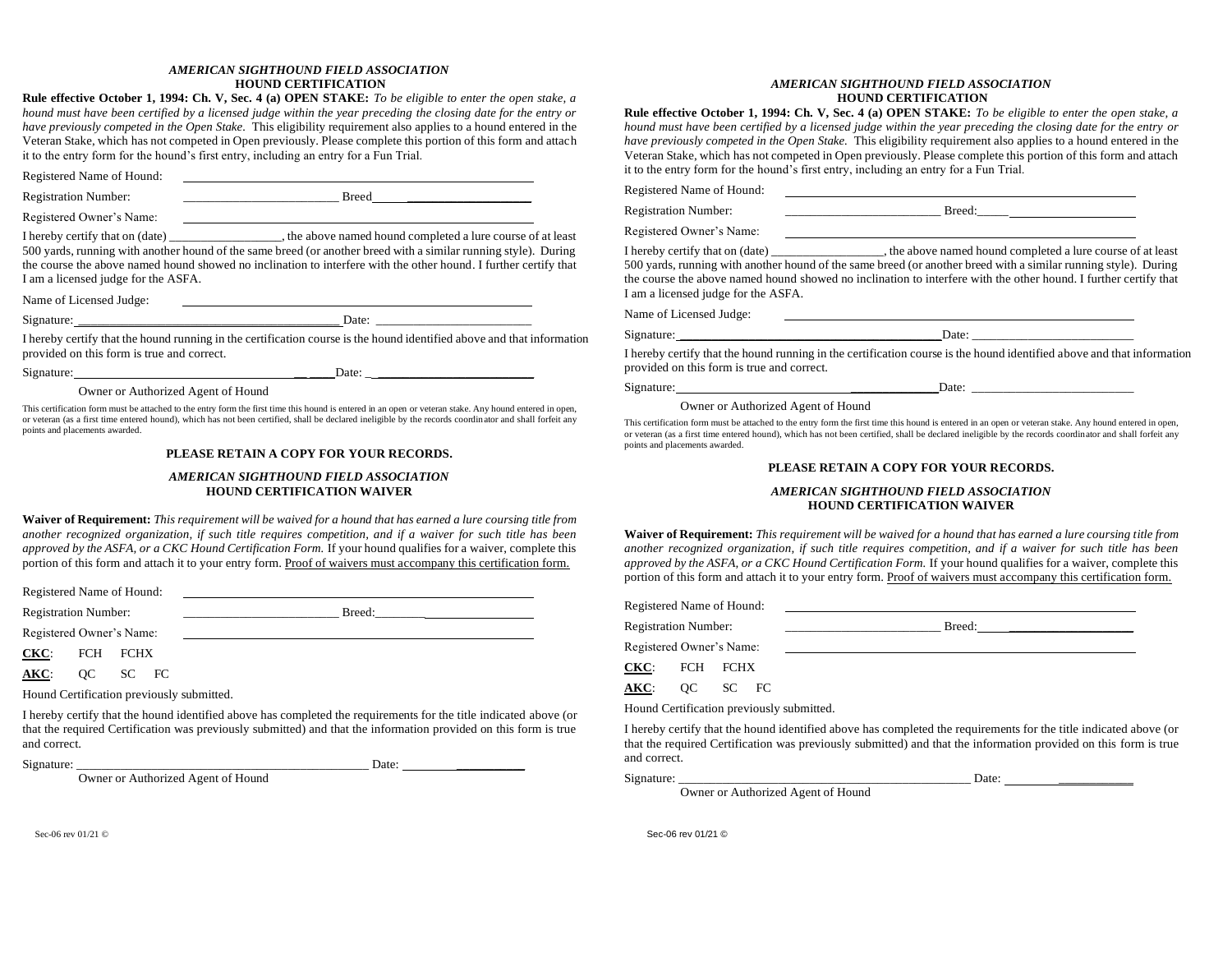### *AMERICAN SIGHTHOUND FIELD ASSOCIATION*
### HOUND CERTIFICATION

**Rule effective October 1, 1994: Ch. V, Sec. 4 (a) OPEN STAKE:** *To be eligible to enter the open stake, a hound must have been certified by a licensed judge within the year preceding the closing date for the entry or have previously competed in the Open Stake.* This eligibility requirement also applies to a hound entered in the Veteran Stake, which has not competed in Open previously. Please complete this portion of this form and attach it to the entry form for the hound's first entry, including an entry for a Fun Trial.

Registered Name of Hound: ______________________________

Registration Number: ____________________ Breed____________________

Registered Owner's Name: ______________________________

I hereby certify that on (date) __________________, the above named hound completed a lure course of at least 500 yards, running with another hound of the same breed (or another breed with a similar running style). During the course the above named hound showed no inclination to interfere with the other hound. I further certify that I am a licensed judge for the ASFA.

Name of Licensed Judge: ______________________________

Signature: ______________________________ Date: ____________________

I hereby certify that the hound running in the certification course is the hound identified above and that information provided on this form is true and correct.

Signature: ______________________________ Date: ____________________

Owner or Authorized Agent of Hound

This certification form must be attached to the entry form the first time this hound is entered in an open or veteran stake. Any hound entered in open, or veteran (as a first time entered hound), which has not been certified, shall be declared ineligible by the records coordinator and shall forfeit any points and placements awarded.

**PLEASE RETAIN A COPY FOR YOUR RECORDS.**

### *AMERICAN SIGHTHOUND FIELD ASSOCIATION*
### HOUND CERTIFICATION WAIVER

**Waiver of Requirement:** *This requirement will be waived for a hound that has earned a lure coursing title from another recognized organization, if such title requires competition, and if a waiver for such title has been approved by the ASFA, or a CKC Hound Certification Form.* If your hound qualifies for a waiver, complete this portion of this form and attach it to your entry form. Proof of waivers must accompany this certification form.

Registered Name of Hound: ______________________________

Registration Number: ____________________ Breed:____________________

Registered Owner's Name: ______________________________

**CKC**: FCH FCHX

**AKC**: QC SC FC

Hound Certification previously submitted.

I hereby certify that the hound identified above has completed the requirements for the title indicated above (or that the required Certification was previously submitted) and that the information provided on this form is true and correct.

Signature: ______________________________ Date: ____________________

Owner or Authorized Agent of Hound

### *AMERICAN SIGHTHOUND FIELD ASSOCIATION*
### HOUND CERTIFICATION

**Rule effective October 1, 1994: Ch. V, Sec. 4 (a) OPEN STAKE:** *To be eligible to enter the open stake, a hound must have been certified by a licensed judge within the year preceding the closing date for the entry or have previously competed in the Open Stake.* This eligibility requirement also applies to a hound entered in the Veteran Stake, which has not competed in Open previously. Please complete this portion of this form and attach it to the entry form for the hound's first entry, including an entry for a Fun Trial.

Registered Name of Hound: ______________________________

Registration Number: ____________________ Breed:____________________

Registered Owner's Name: ______________________________

I hereby certify that on (date) __________________, the above named hound completed a lure course of at least 500 yards, running with another hound of the same breed (or another breed with a similar running style). During the course the above named hound showed no inclination to interfere with the other hound. I further certify that I am a licensed judge for the ASFA.

Name of Licensed Judge: ______________________________

Signature: ______________________________ Date: ____________________

I hereby certify that the hound running in the certification course is the hound identified above and that information provided on this form is true and correct.

Signature: ______________________________ Date: ____________________

Owner or Authorized Agent of Hound

This certification form must be attached to the entry form the first time this hound is entered in an open or veteran stake. Any hound entered in open, or veteran (as a first time entered hound), which has not been certified, shall be declared ineligible by the records coordinator and shall forfeit any points and placements awarded.

**PLEASE RETAIN A COPY FOR YOUR RECORDS.**

### *AMERICAN SIGHTHOUND FIELD ASSOCIATION*
### HOUND CERTIFICATION WAIVER

**Waiver of Requirement:** *This requirement will be waived for a hound that has earned a lure coursing title from another recognized organization, if such title requires competition, and if a waiver for such title has been approved by the ASFA, or a CKC Hound Certification Form.* If your hound qualifies for a waiver, complete this portion of this form and attach it to your entry form. Proof of waivers must accompany this certification form.

Registered Name of Hound: ______________________________

Registration Number: ____________________ Breed:____________________

Registered Owner's Name: ______________________________

**CKC**: FCH FCHX

**AKC**: QC SC FC

Hound Certification previously submitted.

I hereby certify that the hound identified above has completed the requirements for the title indicated above (or that the required Certification was previously submitted) and that the information provided on this form is true and correct.

Signature: ______________________________ Date: ____________________

Owner or Authorized Agent of Hound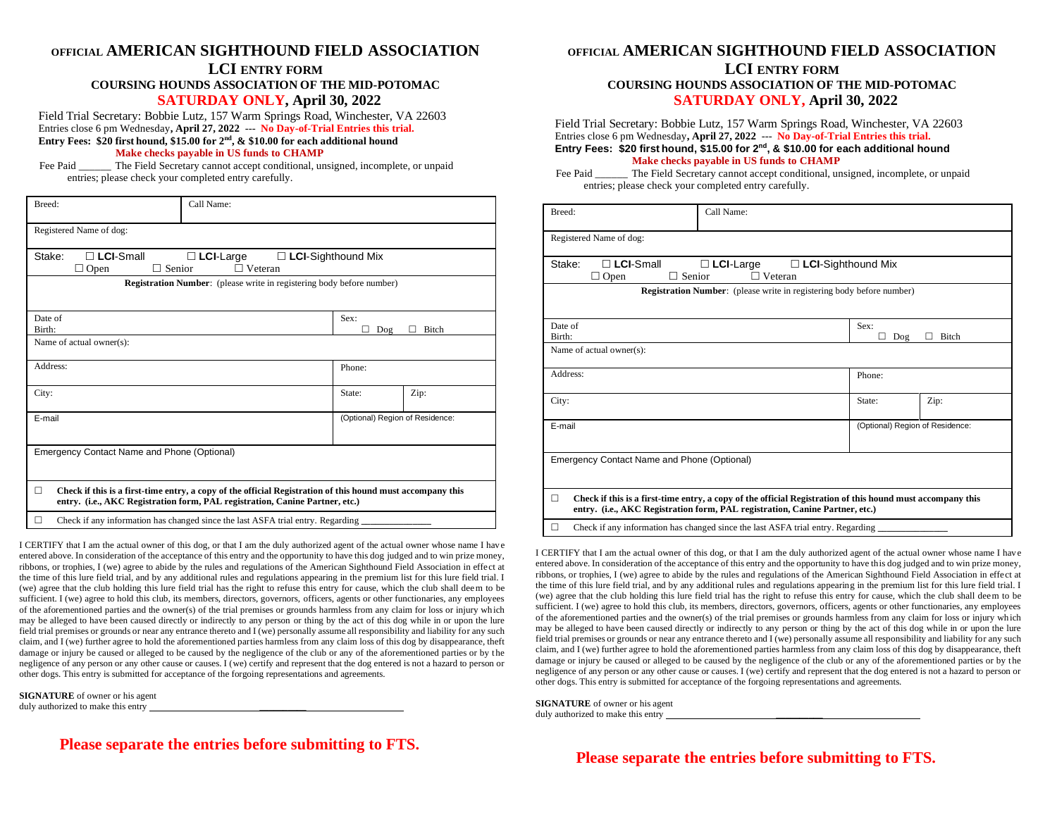OFFICIAL **AMERICAN SIGHTHOUND FIELD ASSOCIATION**

**LCI ENTRY FORM**

**COURSING HOUNDS ASSOCIATION OF THE MID-POTOMAC**

**SATURDAY ONLY, April 30, 2022**

Field Trial Secretary: Bobbie Lutz, 157 Warm Springs Road, Winchester, VA 22603

Entries close 6 pm Wednesday, **April 27, 2022** --- **No Day-of-Trial Entries this trial.**

**Entry Fees: $20 first hound, $15.00 for 2nd, & $10.00 for each additional hound**

**Make checks payable in US funds to CHAMP**

Fee Paid ______ The Field Secretary cannot accept conditional, unsigned, incomplete, or unpaid entries; please check your completed entry carefully.

| | | | |
|---|---|---|---|
| Breed: | Call Name: | | |
| Registered Name of dog: | | | |
| Stake: ☐ **LCI**-Small ☐ **LCI**-Large ☐ **LCI**-Sighthound Mix ☐ Open ☐ Senior ☐ Veteran | | | |
| **Registration Number**: (please write in registering body before number) | | | |
| Date of Birth: | | Sex: ☐ Dog ☐ Bitch | |
| Name of actual owner(s): | | | |
| Address: | | Phone: | |
| City: | | State: | Zip: |
| E-mail | | (Optional) Region of Residence: | |
| Emergency Contact Name and Phone (Optional) | | | |
| ☐ **Check if this is a first-time entry, a copy of the official Registration of this hound must accompany this entry. (i.e., AKC Registration form, PAL registration, Canine Partner, etc.)** | | | |
| ☐ Check if any information has changed since the last ASFA trial entry. Regarding ______________ | | | |

I CERTIFY that I am the actual owner of this dog, or that I am the duly authorized agent of the actual owner whose name I have entered above. In consideration of the acceptance of this entry and the opportunity to have this dog judged and to win prize money, ribbons, or trophies, I (we) agree to abide by the rules and regulations of the American Sighthound Field Association in effect at the time of this lure field trial, and by any additional rules and regulations appearing in the premium list for this lure field trial. I (we) agree that the club holding this lure field trial has the right to refuse this entry for cause, which the club shall deem to be sufficient. I (we) agree to hold this club, its members, directors, governors, officers, agents or other functionaries, any employees of the aforementioned parties and the owner(s) of the trial premises or grounds harmless from any claim for loss or injury which may be alleged to have been caused directly or indirectly to any person or thing by the act of this dog while in or upon the lure field trial premises or grounds or near any entrance thereto and I (we) personally assume all responsibility and liability for any such claim, and I (we) further agree to hold the aforementioned parties harmless from any claim loss of this dog by disappearance, theft damage or injury be caused or alleged to be caused by the negligence of the club or any of the aforementioned parties or by the negligence of any person or any other cause or causes. I (we) certify and represent that the dog entered is not a hazard to person or other dogs. This entry is submitted for acceptance of the forgoing representations and agreements.

**SIGNATURE** of owner or his agent
duly authorized to make this entry ______________________________

**Please separate the entries before submitting to FTS.**

OFFICIAL **AMERICAN SIGHTHOUND FIELD ASSOCIATION**

**LCI ENTRY FORM**

**COURSING HOUNDS ASSOCIATION OF THE MID-POTOMAC**

**SATURDAY ONLY, April 30, 2022**

Field Trial Secretary: Bobbie Lutz, 157 Warm Springs Road, Winchester, VA 22603

Entries close 6 pm Wednesday, **April 27, 2022** --- **No Day-of-Trial Entries this trial.**

**Entry Fees: $20 first hound, $15.00 for 2nd, & $10.00 for each additional hound**

**Make checks payable in US funds to CHAMP**

Fee Paid ______ The Field Secretary cannot accept conditional, unsigned, incomplete, or unpaid entries; please check your completed entry carefully.

| | | | |
|---|---|---|---|
| Breed: | Call Name: | | |
| Registered Name of dog: | | | |
| Stake: ☐ **LCI**-Small ☐ **LCI**-Large ☐ **LCI**-Sighthound Mix ☐ Open ☐ Senior ☐ Veteran | | | |
| **Registration Number**: (please write in registering body before number) | | | |
| Date of Birth: | | Sex: ☐ Dog ☐ Bitch | |
| Name of actual owner(s): | | | |
| Address: | | Phone: | |
| City: | | State: | Zip: |
| E-mail | | (Optional) Region of Residence: | |
| Emergency Contact Name and Phone (Optional) | | | |
| ☐ **Check if this is a first-time entry, a copy of the official Registration of this hound must accompany this entry. (i.e., AKC Registration form, PAL registration, Canine Partner, etc.)** | | | |
| ☐ Check if any information has changed since the last ASFA trial entry. Regarding ______________ | | | |

I CERTIFY that I am the actual owner of this dog, or that I am the duly authorized agent of the actual owner whose name I have entered above. In consideration of the acceptance of this entry and the opportunity to have this dog judged and to win prize money, ribbons, or trophies, I (we) agree to abide by the rules and regulations of the American Sighthound Field Association in effect at the time of this lure field trial, and by any additional rules and regulations appearing in the premium list for this lure field trial. I (we) agree that the club holding this lure field trial has the right to refuse this entry for cause, which the club shall deem to be sufficient. I (we) agree to hold this club, its members, directors, governors, officers, agents or other functionaries, any employees of the aforementioned parties and the owner(s) of the trial premises or grounds harmless from any claim for loss or injury which may be alleged to have been caused directly or indirectly to any person or thing by the act of this dog while in or upon the lure field trial premises or grounds or near any entrance thereto and I (we) personally assume all responsibility and liability for any such claim, and I (we) further agree to hold the aforementioned parties harmless from any claim loss of this dog by disappearance, theft damage or injury be caused or alleged to be caused by the negligence of the club or any of the aforementioned parties or by the negligence of any person or any other cause or causes. I (we) certify and represent that the dog entered is not a hazard to person or other dogs. This entry is submitted for acceptance of the forgoing representations and agreements.

**SIGNATURE** of owner or his agent
duly authorized to make this entry ______________________________

**Please separate the entries before submitting to FTS.**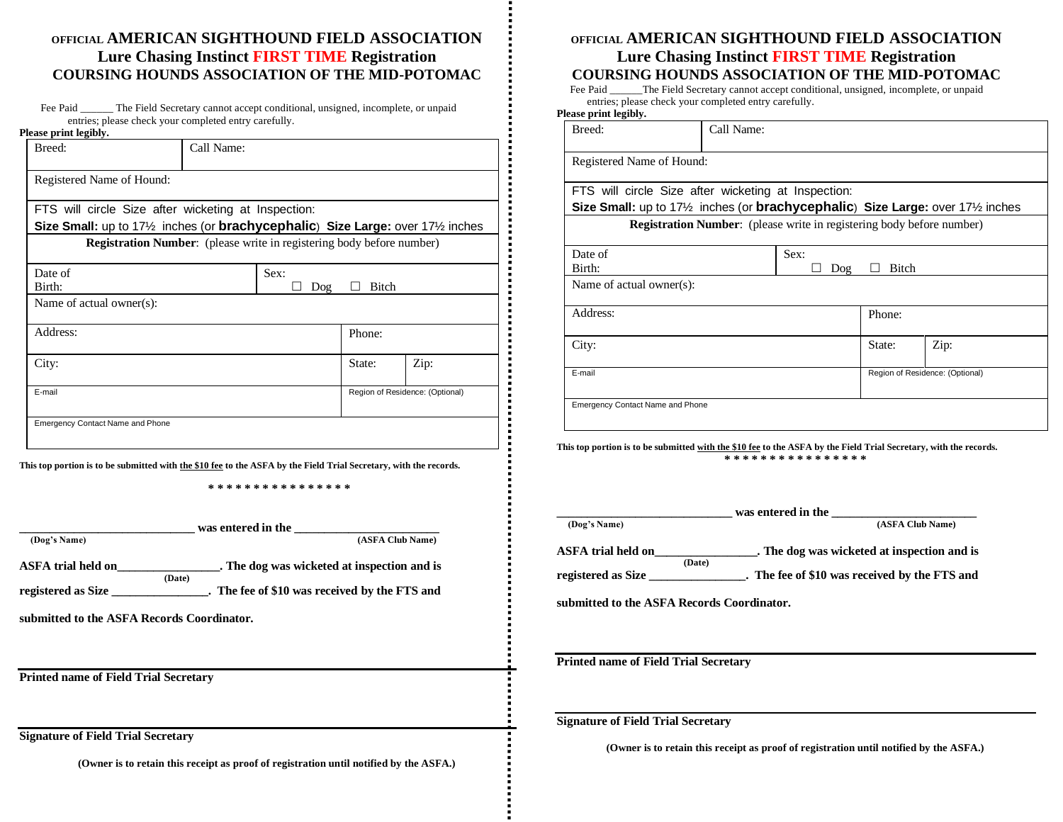OFFICIAL **AMERICAN SIGHTHOUND FIELD ASSOCIATION**

**Lure Chasing Instinct FIRST TIME Registration**

**COURSING HOUNDS ASSOCIATION OF THE MID-POTOMAC**

Fee Paid ______ The Field Secretary cannot accept conditional, unsigned, incomplete, or unpaid entries; please check your completed entry carefully.

**Please print legibly.**

| | | | |
|---|---|---|---|
| Breed: | Call Name: | | |
| Registered Name of Hound: | | | |
| FTS will circle Size after wicketing at Inspection: **Size Small:** up to 17½ inches (or **brachycephalic**) **Size Large:** over 17½ inches | | | |
| **Registration Number**: (please write in registering body before number) | | | |
| Date of Birth: | Sex: ☐ Dog ☐ Bitch | | |
| Name of actual owner(s): | | | |
| Address: | | Phone: | |
| City: | | State: | Zip: |
| E-mail | | Region of Residence: (Optional) | |
| Emergency Contact Name and Phone | | | |

**This top portion is to be submitted with the $10 fee to the ASFA by the Field Trial Secretary, with the records.**

\* \* \* \* \* \* \* \* \* \* \* \* \* \* \* \*

**____________________________ was entered in the ________________________**
**(Dog's Name)** **(ASFA Club Name)**

**ASFA trial held on________________. The dog was wicketed at inspection and is**
**(Date)**

**registered as Size _______________. The fee of $10 was received by the FTS and**

**submitted to the ASFA Records Coordinator.**

**Printed name of Field Trial Secretary**

**Signature of Field Trial Secretary**

**(Owner is to retain this receipt as proof of registration until notified by the ASFA.)**

---

OFFICIAL **AMERICAN SIGHTHOUND FIELD ASSOCIATION**

**Lure Chasing Instinct FIRST TIME Registration**

**COURSING HOUNDS ASSOCIATION OF THE MID-POTOMAC**

Fee Paid ______The Field Secretary cannot accept conditional, unsigned, incomplete, or unpaid entries; please check your completed entry carefully.

**Please print legibly.**

| | | | |
|---|---|---|---|
| Breed: | Call Name: | | |
| Registered Name of Hound: | | | |
| FTS will circle Size after wicketing at Inspection: **Size Small:** up to 17½ inches (or **brachycephalic**) **Size Large:** over 17½ inches | | | |
| **Registration Number**: (please write in registering body before number) | | | |
| Date of Birth: | Sex: ☐ Dog ☐ Bitch | | |
| Name of actual owner(s): | | | |
| Address: | | Phone: | |
| City: | | State: | Zip: |
| E-mail | | Region of Residence: (Optional) | |
| Emergency Contact Name and Phone | | | |

**This top portion is to be submitted with the $10 fee to the ASFA by the Field Trial Secretary, with the records.**

\* \* \* \* \* \* \* \* \* \* \* \* \* \* \* \*

**____________________________ was entered in the ________________________**
**(Dog's Name)** **(ASFA Club Name)**

**ASFA trial held on________________. The dog was wicketed at inspection and is**
**(Date)**

**registered as Size _______________. The fee of $10 was received by the FTS and**

**submitted to the ASFA Records Coordinator.**

**Printed name of Field Trial Secretary**

**Signature of Field Trial Secretary**

**(Owner is to retain this receipt as proof of registration until notified by the ASFA.)**